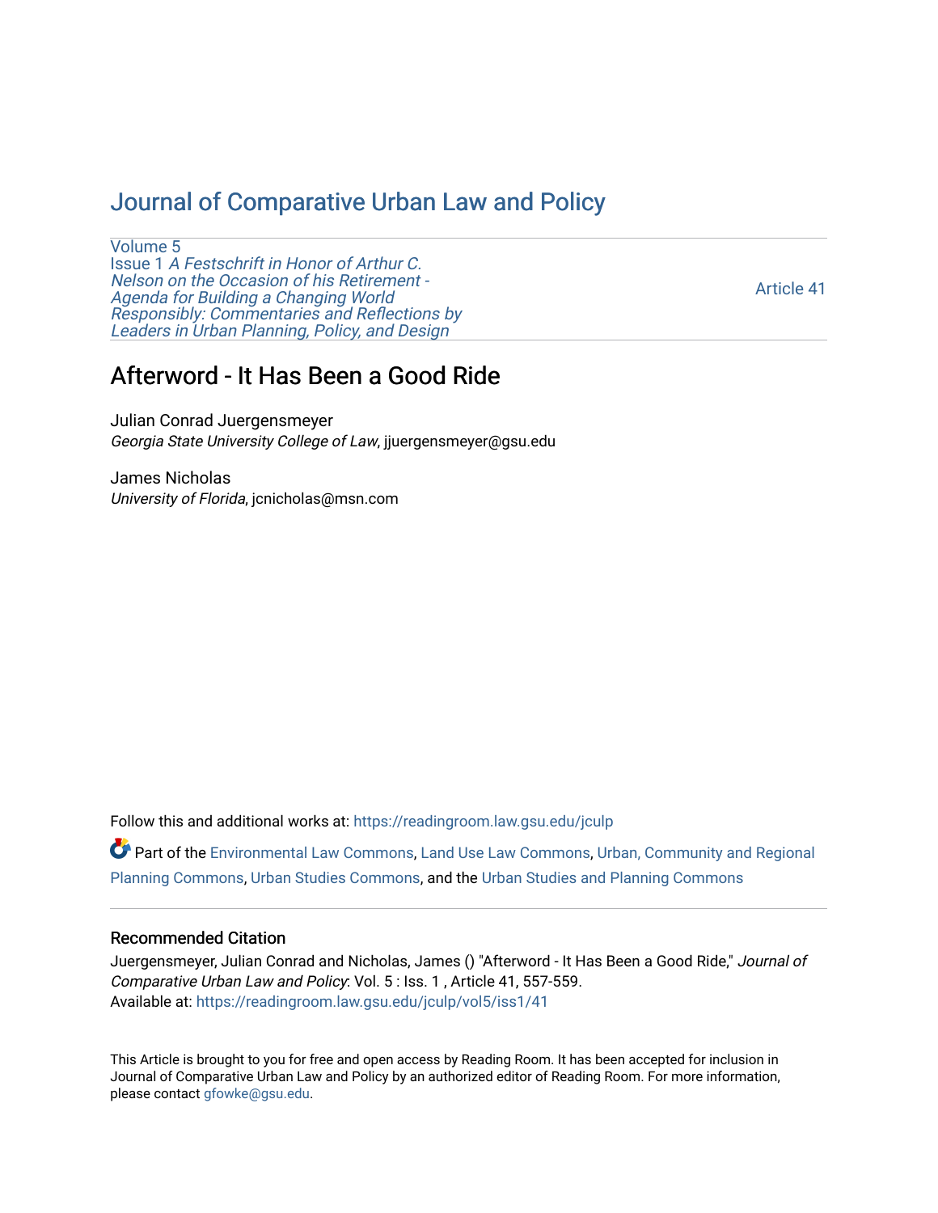# Journal of Comparative Urban Law and Policy

Volume 5
Issue 1 *A Festschrift in Honor of Arthur C. Nelson on the Occasion of his Retirement - Agenda for Building a Changing World Responsibly: Commentaries and Reflections by Leaders in Urban Planning, Policy, and Design*

Article 41

## Afterword - It Has Been a Good Ride

Julian Conrad Juergensmeyer
*Georgia State University College of Law*, jjuergensmeyer@gsu.edu

James Nicholas
*University of Florida*, jcnicholas@msn.com

Follow this and additional works at: https://readingroom.law.gsu.edu/jculp

Part of the Environmental Law Commons, Land Use Law Commons, Urban, Community and Regional Planning Commons, Urban Studies Commons, and the Urban Studies and Planning Commons

### Recommended Citation

Juergensmeyer, Julian Conrad and Nicholas, James () "Afterword - It Has Been a Good Ride," *Journal of Comparative Urban Law and Policy*: Vol. 5 : Iss. 1 , Article 41, 557-559.
Available at: https://readingroom.law.gsu.edu/jculp/vol5/iss1/41

This Article is brought to you for free and open access by Reading Room. It has been accepted for inclusion in Journal of Comparative Urban Law and Policy by an authorized editor of Reading Room. For more information, please contact gfowke@gsu.edu.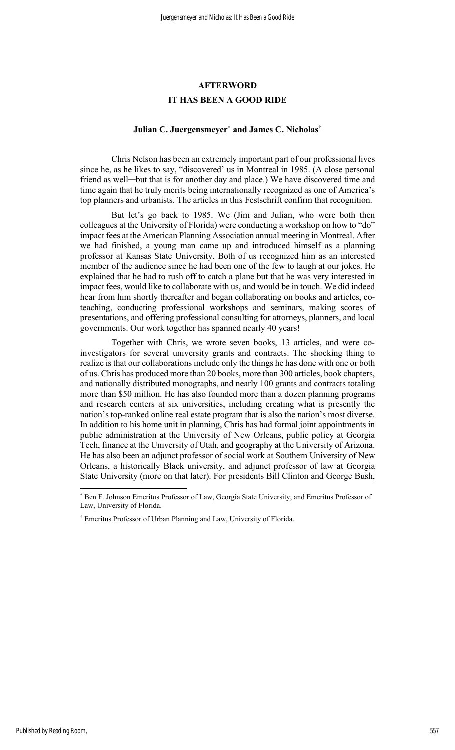# AFTERWORD

## IT HAS BEEN A GOOD RIDE

**Julian C. Juergensmeyer[*] and James C. Nicholas[†]**

Chris Nelson has been an extremely important part of our professional lives since he, as he likes to say, "discovered' us in Montreal in 1985. (A close personal friend as well—but that is for another day and place.) We have discovered time and time again that he truly merits being internationally recognized as one of America's top planners and urbanists. The articles in this Festschrift confirm that recognition.

But let's go back to 1985. We (Jim and Julian, who were both then colleagues at the University of Florida) were conducting a workshop on how to "do" impact fees at the American Planning Association annual meeting in Montreal. After we had finished, a young man came up and introduced himself as a planning professor at Kansas State University. Both of us recognized him as an interested member of the audience since he had been one of the few to laugh at our jokes. He explained that he had to rush off to catch a plane but that he was very interested in impact fees, would like to collaborate with us, and would be in touch. We did indeed hear from him shortly thereafter and began collaborating on books and articles, co-teaching, conducting professional workshops and seminars, making scores of presentations, and offering professional consulting for attorneys, planners, and local governments. Our work together has spanned nearly 40 years!

Together with Chris, we wrote seven books, 13 articles, and were co-investigators for several university grants and contracts. The shocking thing to realize is that our collaborations include only the things he has done with one or both of us. Chris has produced more than 20 books, more than 300 articles, book chapters, and nationally distributed monographs, and nearly 100 grants and contracts totaling more than $50 million. He has also founded more than a dozen planning programs and research centers at six universities, including creating what is presently the nation's top-ranked online real estate program that is also the nation's most diverse. In addition to his home unit in planning, Chris has had formal joint appointments in public administration at the University of New Orleans, public policy at Georgia Tech, finance at the University of Utah, and geography at the University of Arizona. He has also been an adjunct professor of social work at Southern University of New Orleans, a historically Black university, and adjunct professor of law at Georgia State University (more on that later). For presidents Bill Clinton and George Bush,

---

[*] Ben F. Johnson Emeritus Professor of Law, Georgia State University, and Emeritus Professor of Law, University of Florida.

[†] Emeritus Professor of Urban Planning and Law, University of Florida.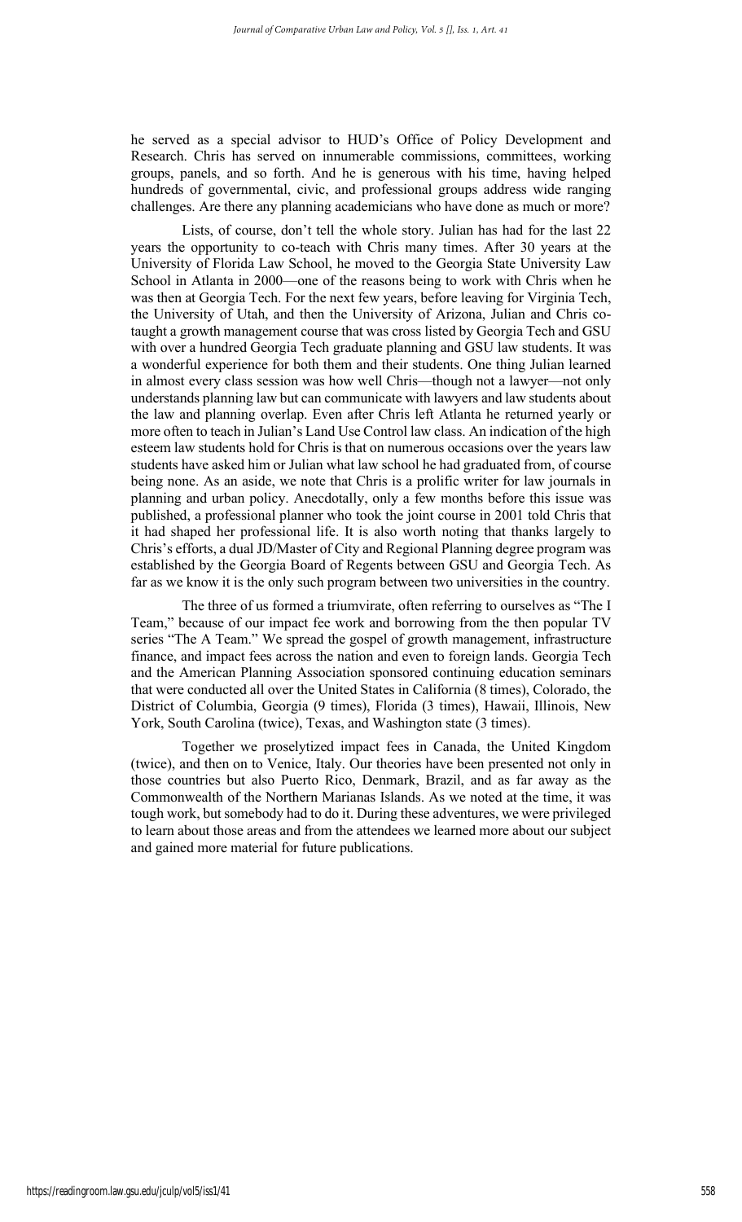he served as a special advisor to HUD's Office of Policy Development and Research. Chris has served on innumerable commissions, committees, working groups, panels, and so forth. And he is generous with his time, having helped hundreds of governmental, civic, and professional groups address wide ranging challenges. Are there any planning academicians who have done as much or more?

Lists, of course, don't tell the whole story. Julian has had for the last 22 years the opportunity to co-teach with Chris many times. After 30 years at the University of Florida Law School, he moved to the Georgia State University Law School in Atlanta in 2000—one of the reasons being to work with Chris when he was then at Georgia Tech. For the next few years, before leaving for Virginia Tech, the University of Utah, and then the University of Arizona, Julian and Chris co-taught a growth management course that was cross listed by Georgia Tech and GSU with over a hundred Georgia Tech graduate planning and GSU law students. It was a wonderful experience for both them and their students. One thing Julian learned in almost every class session was how well Chris—though not a lawyer—not only understands planning law but can communicate with lawyers and law students about the law and planning overlap. Even after Chris left Atlanta he returned yearly or more often to teach in Julian's Land Use Control law class. An indication of the high esteem law students hold for Chris is that on numerous occasions over the years law students have asked him or Julian what law school he had graduated from, of course being none. As an aside, we note that Chris is a prolific writer for law journals in planning and urban policy. Anecdotally, only a few months before this issue was published, a professional planner who took the joint course in 2001 told Chris that it had shaped her professional life. It is also worth noting that thanks largely to Chris's efforts, a dual JD/Master of City and Regional Planning degree program was established by the Georgia Board of Regents between GSU and Georgia Tech. As far as we know it is the only such program between two universities in the country.

The three of us formed a triumvirate, often referring to ourselves as "The I Team," because of our impact fee work and borrowing from the then popular TV series "The A Team." We spread the gospel of growth management, infrastructure finance, and impact fees across the nation and even to foreign lands. Georgia Tech and the American Planning Association sponsored continuing education seminars that were conducted all over the United States in California (8 times), Colorado, the District of Columbia, Georgia (9 times), Florida (3 times), Hawaii, Illinois, New York, South Carolina (twice), Texas, and Washington state (3 times).

Together we proselytized impact fees in Canada, the United Kingdom (twice), and then on to Venice, Italy. Our theories have been presented not only in those countries but also Puerto Rico, Denmark, Brazil, and as far away as the Commonwealth of the Northern Marianas Islands. As we noted at the time, it was tough work, but somebody had to do it. During these adventures, we were privileged to learn about those areas and from the attendees we learned more about our subject and gained more material for future publications.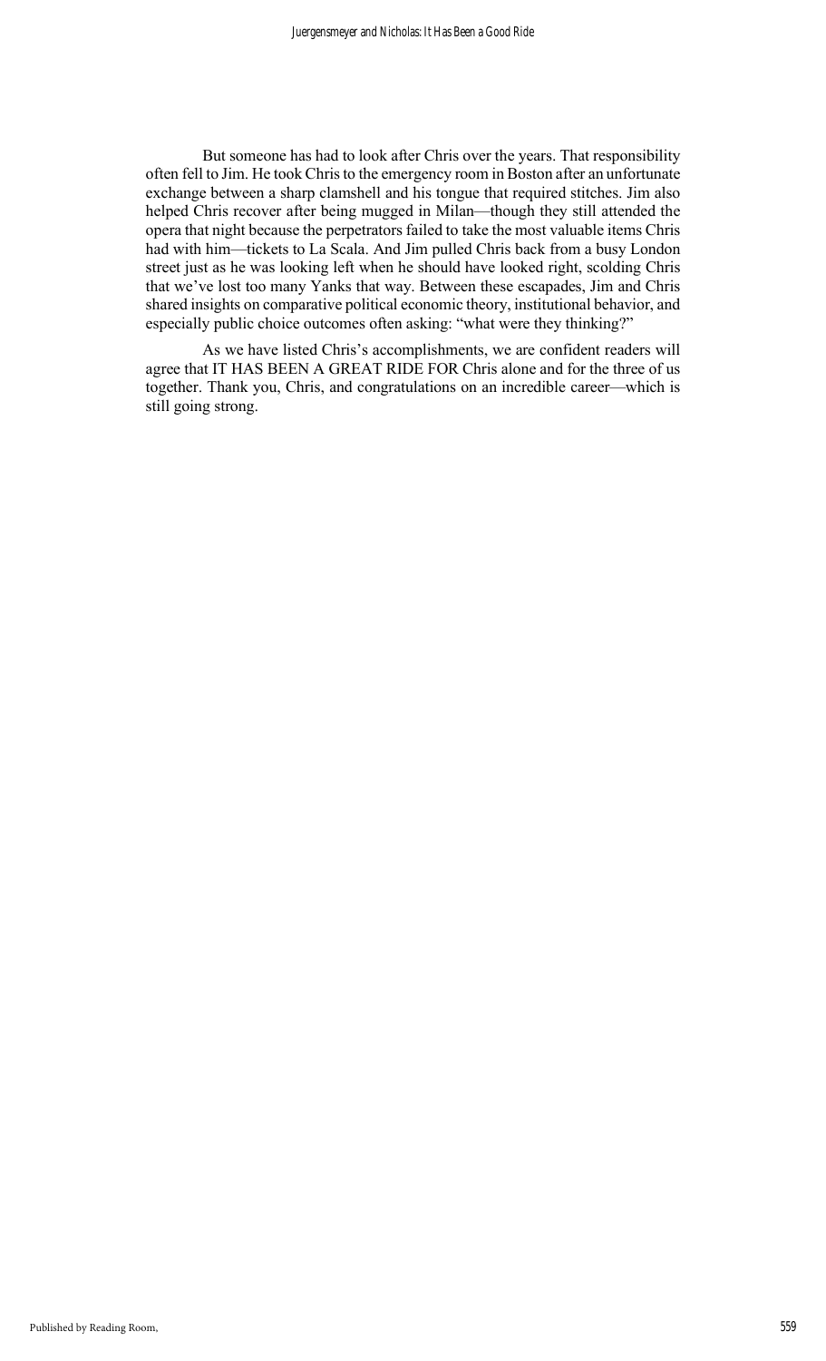But someone has had to look after Chris over the years. That responsibility often fell to Jim. He took Chris to the emergency room in Boston after an unfortunate exchange between a sharp clamshell and his tongue that required stitches. Jim also helped Chris recover after being mugged in Milan—though they still attended the opera that night because the perpetrators failed to take the most valuable items Chris had with him—tickets to La Scala. And Jim pulled Chris back from a busy London street just as he was looking left when he should have looked right, scolding Chris that we've lost too many Yanks that way. Between these escapades, Jim and Chris shared insights on comparative political economic theory, institutional behavior, and especially public choice outcomes often asking: "what were they thinking?"

As we have listed Chris's accomplishments, we are confident readers will agree that IT HAS BEEN A GREAT RIDE FOR Chris alone and for the three of us together. Thank you, Chris, and congratulations on an incredible career—which is still going strong.